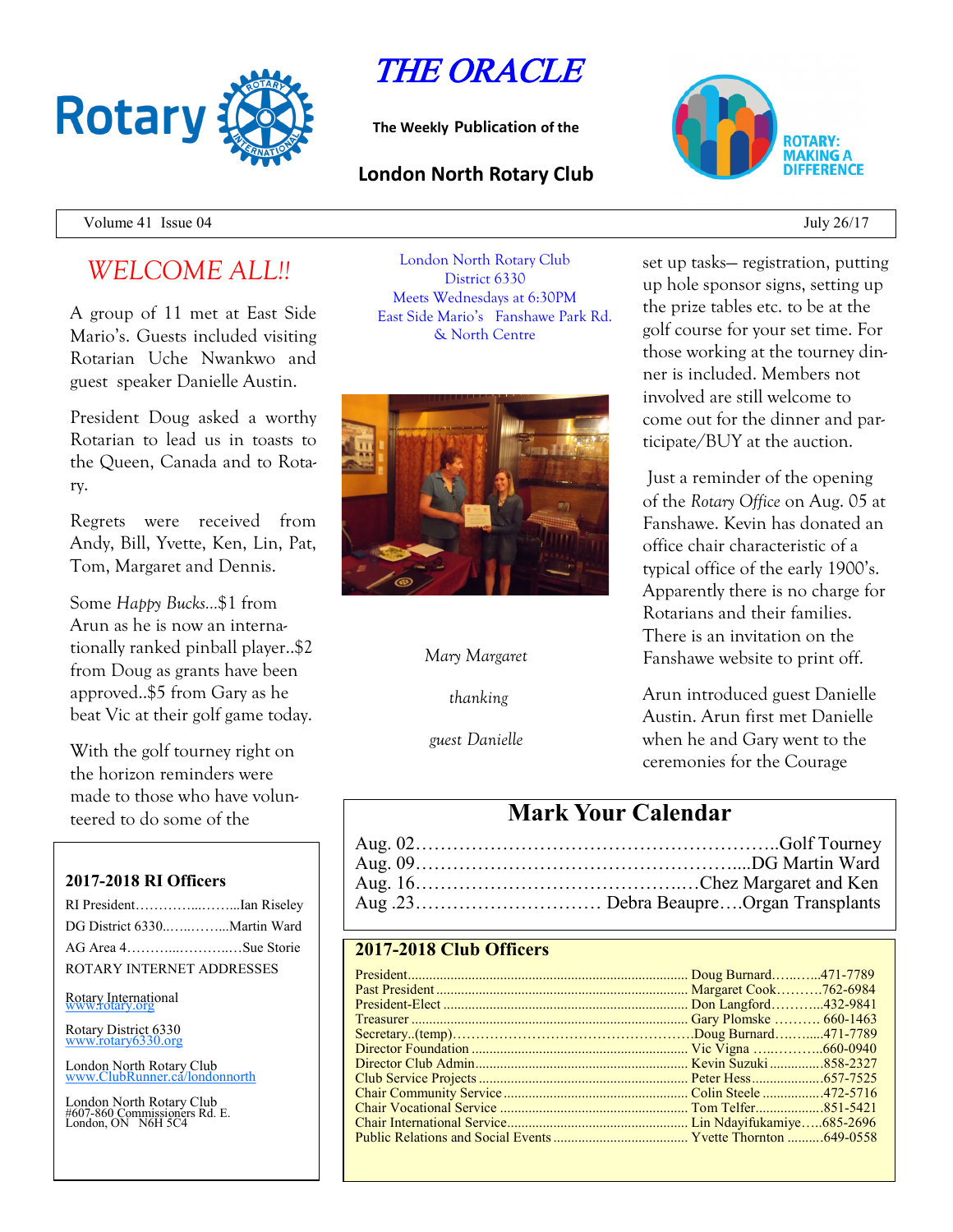# THE ORACLE

**The Weekly Publication of the**

**London North Rotary Club**

Volume 41 Issue 04 — July 26/17

## *WELCOME ALL!!*

A group of 11 met at East Side Mario's. Guests included visiting Rotarian Uche Nwankwo and guest speaker Danielle Austin.

President Doug asked a worthy Rotarian to lead us in toasts to the Queen, Canada and to Rotary.

Regrets were received from Andy, Bill, Yvette, Ken, Lin, Pat, Tom, Margaret and Dennis.

Some *Happy Bucks*…$1 from Arun as he is now an internationally ranked pinball player..$2 from Doug as grants have been approved..$5 from Gary as he beat Vic at their golf game today.

With the golf tourney right on the horizon reminders were made to those who have volunteered to do some of the set up tasks— registration, putting up hole sponsor signs, setting up the prize tables etc. to be at the golf course for your set time. For those working at the tourney dinner is included. Members not involved are still welcome to come out for the dinner and participate/BUY at the auction.

Just a reminder of the opening of the *Rotary Office* on Aug. 05 at Fanshawe. Kevin has donated an office chair characteristic of a typical office of the early 1900's. Apparently there is no charge for Rotarians and their families. There is an invitation on the Fanshawe website to print off.

Arun introduced guest Danielle Austin. Arun first met Danielle when he and Gary went to the ceremonies for the Courage

London North Rotary Club
District 6330
Meets Wednesdays at 6:30PM
East Side Mario's Fanshawe Park Rd. & North Centre

*Mary Margaret thanking guest Danielle*

### 2017-2018 RI Officers

RI President…………..……...Ian Riseley
DG District 6330..…..……...Martin Ward
AG Area 4………...………..Sue Storie

ROTARY INTERNET ADDRESSES

Rotary International
www.rotary.org

Rotary District 6330
www.rotary6330.org

London North Rotary Club
www.ClubRunner.ca/londonnorth

London North Rotary Club
#607-860 Commissioners Rd. E.
London, ON N6H 5C4

## Mark Your Calendar

| | |
|---|---|
| Aug. 02 | Golf Tourney |
| Aug. 09 | DG Martin Ward |
| Aug. 16 | Chez Margaret and Ken |
| Aug .23 | Debra Beaupre….Organ Transplants |

### 2017-2018 Club Officers

| Position | Name | Phone |
|---|---|---|
| President | Doug Burnard | 471-7789 |
| Past President | Margaret Cook | 762-6984 |
| President-Elect | Don Langford | 432-9841 |
| Treasurer | Gary Plomske | 660-1463 |
| Secretary..(temp) | Doug Burnard | 471-7789 |
| Director Foundation | Vic Vigna | 660-0940 |
| Director Club Admin | Kevin Suzuki | 858-2327 |
| Club Service Projects | Peter Hess | 657-7525 |
| Chair Community Service | Colin Steele | 472-5716 |
| Chair Vocational Service | Tom Telfer | 851-5421 |
| Chair International Service | Lin Ndayifukamiye | 685-2696 |
| Public Relations and Social Events | Yvette Thornton | 649-0558 |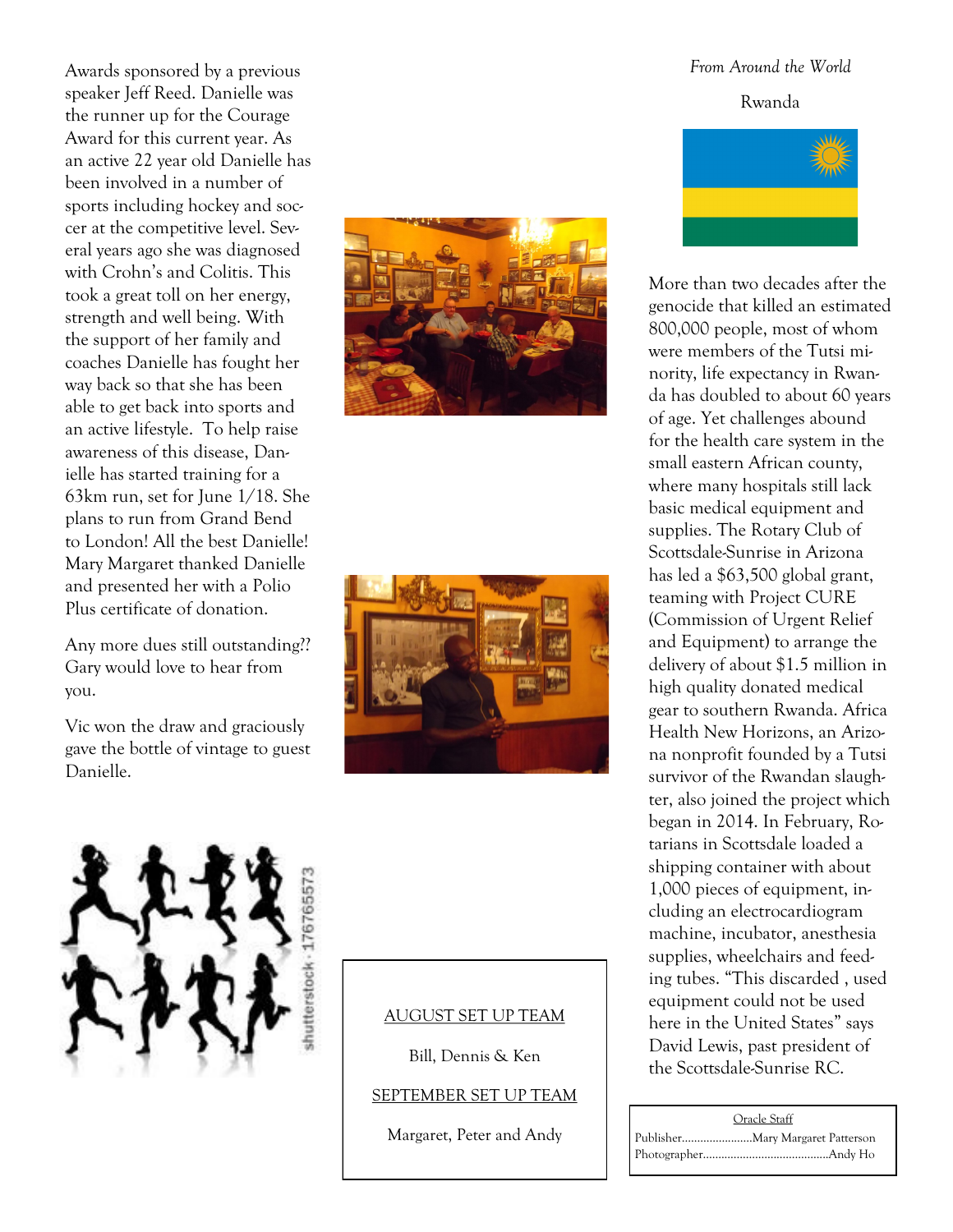Awards sponsored by a previous speaker Jeff Reed. Danielle was the runner up for the Courage Award for this current year. As an active 22 year old Danielle has been involved in a number of sports including hockey and soccer at the competitive level. Several years ago she was diagnosed with Crohn's and Colitis. This took a great toll on her energy, strength and well being. With the support of her family and coaches Danielle has fought her way back so that she has been able to get back into sports and an active lifestyle. To help raise awareness of this disease, Danielle has started training for a 63km run, set for June 1/18. She plans to run from Grand Bend to London! All the best Danielle! Mary Margaret thanked Danielle and presented her with a Polio Plus certificate of donation.

Any more dues still outstanding?? Gary would love to hear from you.

Vic won the draw and graciously gave the bottle of vintage to guest Danielle.

AUGUST SET UP TEAM

Bill, Dennis & Ken

SEPTEMBER SET UP TEAM

Margaret, Peter and Andy

*From Around the World*

Rwanda

More than two decades after the genocide that killed an estimated 800,000 people, most of whom were members of the Tutsi minority, life expectancy in Rwanda has doubled to about 60 years of age. Yet challenges abound for the health care system in the small eastern African county, where many hospitals still lack basic medical equipment and supplies. The Rotary Club of Scottsdale-Sunrise in Arizona has led a $63,500 global grant, teaming with Project CURE (Commission of Urgent Relief and Equipment) to arrange the delivery of about $1.5 million in high quality donated medical gear to southern Rwanda. Africa Health New Horizons, an Arizona nonprofit founded by a Tutsi survivor of the Rwandan slaughter, also joined the project which began in 2014. In February, Rotarians in Scottsdale loaded a shipping container with about 1,000 pieces of equipment, including an electrocardiogram machine, incubator, anesthesia supplies, wheelchairs and feeding tubes. "This discarded , used equipment could not be used here in the United States" says David Lewis, past president of the Scottsdale-Sunrise RC.

Oracle Staff

Publisher.......................Mary Margaret Patterson

Photographer.........................................Andy Ho